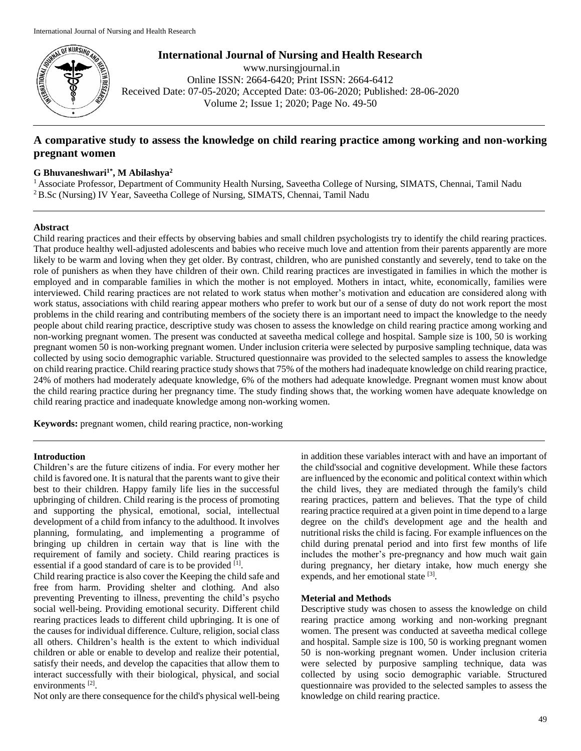# A comparative study to assess the knowledge on child rearing practice among working and non-working pregnant women

**G Bhuvaneshwari[1*], M Abilashya[2]**

[1] Associate Professor, Department of Community Health Nursing, Saveetha College of Nursing, SIMATS, Chennai, Tamil Nadu
[2] B.Sc (Nursing) IV Year, Saveetha College of Nursing, SIMATS, Chennai, Tamil Nadu

## Abstract

Child rearing practices and their effects by observing babies and small children psychologists try to identify the child rearing practices. That produce healthy well-adjusted adolescents and babies who receive much love and attention from their parents apparently are more likely to be warm and loving when they get older. By contrast, children, who are punished constantly and severely, tend to take on the role of punishers as when they have children of their own. Child rearing practices are investigated in families in which the mother is employed and in comparable families in which the mother is not employed. Mothers in intact, white, economically, families were interviewed. Child rearing practices are not related to work status when mother's motivation and education are considered along with work status, associations with child rearing appear mothers who prefer to work but our of a sense of duty do not work report the most problems in the child rearing and contributing members of the society there is an important need to impact the knowledge to the needy people about child rearing practice, descriptive study was chosen to assess the knowledge on child rearing practice among working and non-working pregnant women. The present was conducted at saveetha medical college and hospital. Sample size is 100, 50 is working pregnant women 50 is non-working pregnant women. Under inclusion criteria were selected by purposive sampling technique, data was collected by using socio demographic variable. Structured questionnaire was provided to the selected samples to assess the knowledge on child rearing practice. Child rearing practice study shows that 75% of the mothers had inadequate knowledge on child rearing practice, 24% of mothers had moderately adequate knowledge, 6% of the mothers had adequate knowledge. Pregnant women must know about the child rearing practice during her pregnancy time. The study finding shows that, the working women have adequate knowledge on child rearing practice and inadequate knowledge among non-working women.

**Keywords:** pregnant women, child rearing practice, non-working

## Introduction

Children's are the future citizens of india. For every mother her child is favored one. It is natural that the parents want to give their best to their children. Happy family life lies in the successful upbringing of children. Child rearing is the process of promoting and supporting the physical, emotional, social, intellectual development of a child from infancy to the adulthood. It involves planning, formulating, and implementing a programme of bringing up children in certain way that is line with the requirement of family and society. Child rearing practices is essential if a good standard of care is to be provided [1].

Child rearing practice is also cover the Keeping the child safe and free from harm. Providing shelter and clothing. And also preventing Preventing to illness, preventing the child's psycho social well-being. Providing emotional security. Different child rearing practices leads to different child upbringing. It is one of the causes for individual difference. Culture, religion, social class all others. Children's health is the extent to which individual children or able or enable to develop and realize their potential, satisfy their needs, and develop the capacities that allow them to interact successfully with their biological, physical, and social environments [2].

Not only are there consequence for the child's physical well-being in addition these variables interact with and have an important of the child'ssocial and cognitive development. While these factors are influenced by the economic and political context within which the child lives, they are mediated through the family's child rearing practices, pattern and believes. That the type of child rearing practice required at a given point in time depend to a large degree on the child's development age and the health and nutritional risks the child is facing. For example influences on the child during prenatal period and into first few months of life includes the mother's pre-pregnancy and how much wait gain during pregnancy, her dietary intake, how much energy she expends, and her emotional state [3].

## Meterial and Methods

Descriptive study was chosen to assess the knowledge on child rearing practice among working and non-working pregnant women. The present was conducted at saveetha medical college and hospital. Sample size is 100, 50 is working pregnant women 50 is non-working pregnant women. Under inclusion criteria were selected by purposive sampling technique, data was collected by using socio demographic variable. Structured questionnaire was provided to the selected samples to assess the knowledge on child rearing practice.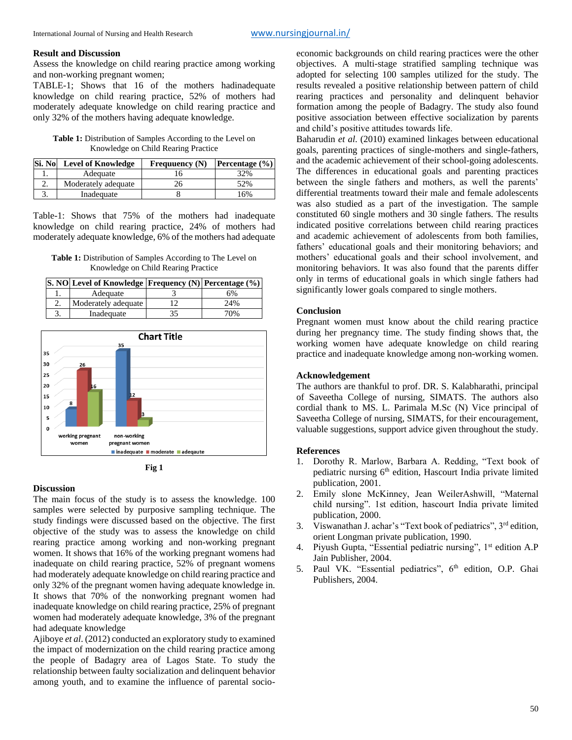## Result and Discussion

Assess the knowledge on child rearing practice among working and non-working pregnant women;

TABLE-1; Shows that 16 of the mothers hadinadequate knowledge on child rearing practice, 52% of mothers had moderately adequate knowledge on child rearing practice and only 32% of the mothers having adequate knowledge.

**Table 1:** Distribution of Samples According to the Level on Knowledge on Child Rearing Practice

| Si. No | Level of Knowledge | Frequuency (N) | Percentage (%) |
|---|---|---|---|
| 1. | Adequate | 16 | 32% |
| 2. | Moderately adequate | 26 | 52% |
| 3. | Inadequate | 8 | 16% |

Table-1: Shows that 75% of the mothers had inadequate knowledge on child rearing practice, 24% of mothers had moderately adequate knowledge, 6% of the mothers had adequate

**Table 1:** Distribution of Samples According to The Level on Knowledge on Child Rearing Practice

| S. NO | Level of Knowledge | Frequency (N) | Percentage (%) |
|---|---|---|---|
| 1. | Adequate | 3 | 6% |
| 2. | Moderately adequate | 12 | 24% |
| 3. | Inadequate | 35 | 70% |

Chart Title

35 30 25 20 15 10 5 0

8 26 16 35 12 3

working pregnant women

non-working pregnant women

inadequate moderate adeqaute

**Fig 1**

## Discussion

The main focus of the study is to assess the knowledge. 100 samples were selected by purposive sampling technique. The study findings were discussed based on the objective. The first objective of the study was to assess the knowledge on child rearing practice among working and non-working pregnant women. It shows that 16% of the working pregnant womens had inadequate on child rearing practice, 52% of pregnant womens had moderately adequate knowledge on child rearing practice and only 32% of the pregnant women having adequate knowledge in. It shows that 70% of the nonworking pregnant women had inadequate knowledge on child rearing practice, 25% of pregnant women had moderately adequate knowledge, 3% of the pregnant had adequate knowledge

Ajiboye *et al*. (2012) conducted an exploratory study to examined the impact of modernization on the child rearing practice among the people of Badagry area of Lagos State. To study the relationship between faulty socialization and delinquent behavior among youth, and to examine the influence of parental socio-economic backgrounds on child rearing practices were the other objectives. A multi-stage stratified sampling technique was adopted for selecting 100 samples utilized for the study. The results revealed a positive relationship between pattern of child rearing practices and personality and delinquent behavior formation among the people of Badagry. The study also found positive association between effective socialization by parents and child's positive attitudes towards life.

Baharudin *et al.* (2010) examined linkages between educational goals, parenting practices of single-mothers and single-fathers, and the academic achievement of their school-going adolescents. The differences in educational goals and parenting practices between the single fathers and mothers, as well the parents' differential treatments toward their male and female adolescents was also studied as a part of the investigation. The sample constituted 60 single mothers and 30 single fathers. The results indicated positive correlations between child rearing practices and academic achievement of adolescents from both families, fathers' educational goals and their monitoring behaviors; and mothers' educational goals and their school involvement, and monitoring behaviors. It was also found that the parents differ only in terms of educational goals in which single fathers had significantly lower goals compared to single mothers.

## Conclusion

Pregnant women must know about the child rearing practice during her pregnancy time. The study finding shows that, the working women have adequate knowledge on child rearing practice and inadequate knowledge among non-working women.

## Acknowledgement

The authors are thankful to prof. DR. S. Kalabharathi, principal of Saveetha College of nursing, SIMATS. The authors also cordial thank to MS. L. Parimala M.Sc (N) Vice principal of Saveetha College of nursing, SIMATS, for their encouragement, valuable suggestions, support advice given throughout the study.

## References

1. Dorothy R. Marlow, Barbara A. Redding, "Text book of pediatric nursing 6th edition, Hascourt India private limited publication, 2001.
2. Emily slone McKinney, Jean WeilerAshwill, "Maternal child nursing". 1st edition, hascourt India private limited publication, 2000.
3. Viswanathan J. achar's "Text book of pediatrics", 3rd edition, orient Longman private publication, 1990.
4. Piyush Gupta, "Essential pediatric nursing", 1st edition A.P Jain Publisher, 2004.
5. Paul VK. "Essential pediatrics", 6th edition, O.P. Ghai Publishers, 2004.